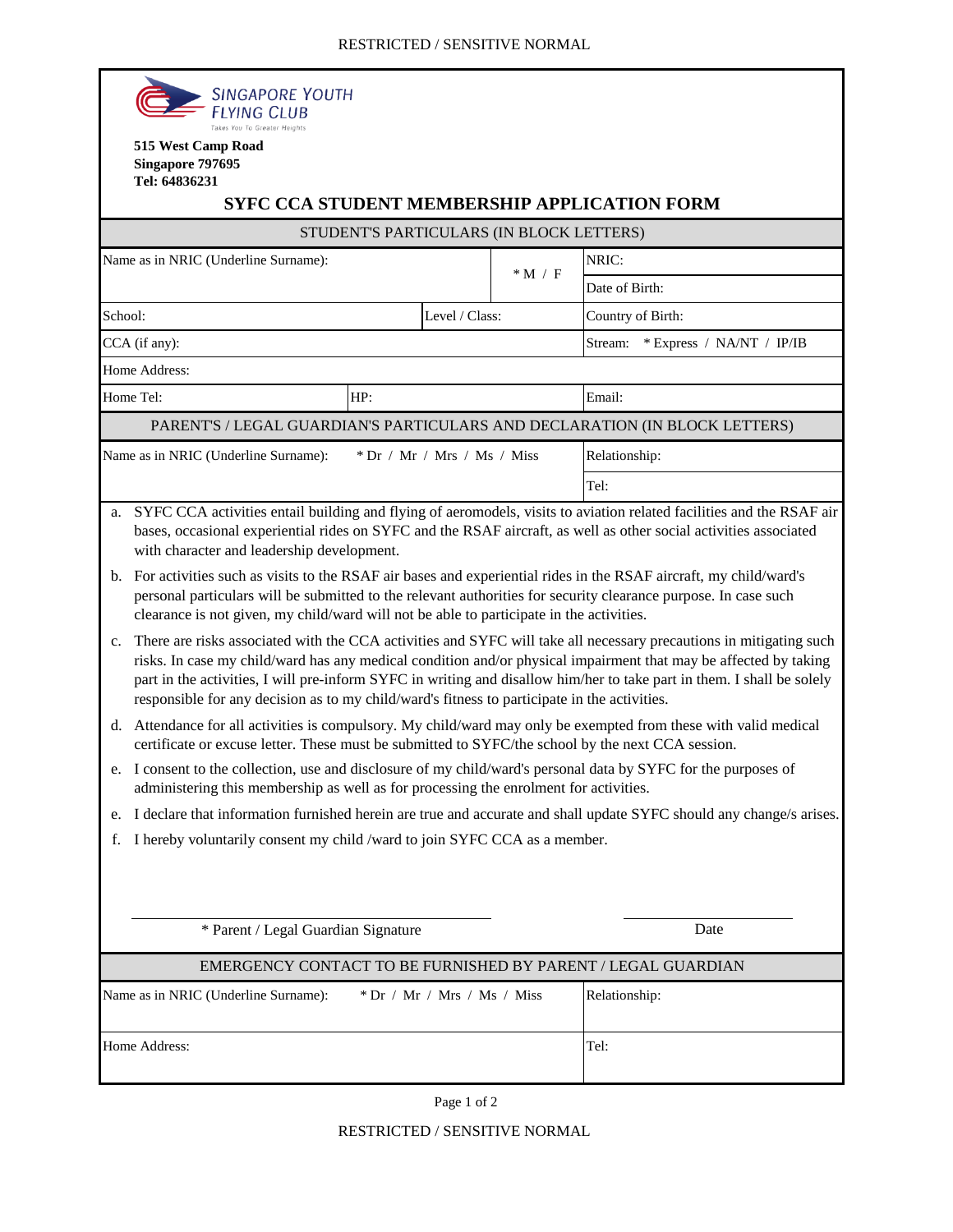RESTRICTED / SENSITIVE NORMAL

SINGAPORE YOUTH FLYING CLUB
Takes You To Greater Heights

**515 West Camp Road**
**Singapore 797695**
**Tel: 64836231**

# SYFC CCA STUDENT MEMBERSHIP APPLICATION FORM

| STUDENT'S PARTICULARS (IN BLOCK LETTERS) | | | |
|---|---|---|---|
| Name as in NRIC (Underline Surname): | | * M / F | NRIC: |
| | | | Date of Birth: |
| School: | Level / Class: | | Country of Birth: |
| CCA (if any): | | | Stream: * Express / NA/NT / IP/IB |
| Home Address: | | | |
| Home Tel: | HP: | | Email: |

| PARENT'S / LEGAL GUARDIAN'S PARTICULARS AND DECLARATION (IN BLOCK LETTERS) | | |
|---|---|---|
| Name as in NRIC (Underline Surname): | * Dr / Mr / Mrs / Ms / Miss | Relationship: |
| | | Tel: |

a. SYFC CCA activities entail building and flying of aeromodels, visits to aviation related facilities and the RSAF air bases, occasional experiential rides on SYFC and the RSAF aircraft, as well as other social activities associated with character and leadership development.

b. For activities such as visits to the RSAF air bases and experiential rides in the RSAF aircraft, my child/ward's personal particulars will be submitted to the relevant authorities for security clearance purpose. In case such clearance is not given, my child/ward will not be able to participate in the activities.

c. There are risks associated with the CCA activities and SYFC will take all necessary precautions in mitigating such risks. In case my child/ward has any medical condition and/or physical impairment that may be affected by taking part in the activities, I will pre-inform SYFC in writing and disallow him/her to take part in them. I shall be solely responsible for any decision as to my child/ward's fitness to participate in the activities.

d. Attendance for all activities is compulsory. My child/ward may only be exempted from these with valid medical certificate or excuse letter. These must be submitted to SYFC/the school by the next CCA session.

e. I consent to the collection, use and disclosure of my child/ward's personal data by SYFC for the purposes of administering this membership as well as for processing the enrolment for activities.

e. I declare that information furnished herein are true and accurate and shall update SYFC should any change/s arises.

f. I hereby voluntarily consent my child /ward to join SYFC CCA as a member.

\_\_\_\_\_\_\_\_\_\_\_\_\_\_\_\_\_\_\_\_\_\_\_\_\_\_\_\_\_\_ &nbsp;&nbsp;&nbsp;&nbsp;&nbsp;&nbsp; \_\_\_\_\_\_\_\_\_\_\_\_\_\_\_\_

\* Parent / Legal Guardian Signature &nbsp;&nbsp;&nbsp;&nbsp;&nbsp;&nbsp; Date

| EMERGENCY CONTACT TO BE FURNISHED BY PARENT / LEGAL GUARDIAN | | |
|---|---|---|
| Name as in NRIC (Underline Surname): | * Dr / Mr / Mrs / Ms / Miss | Relationship: |
| Home Address: | | Tel: |

RESTRICTED / SENSITIVE NORMAL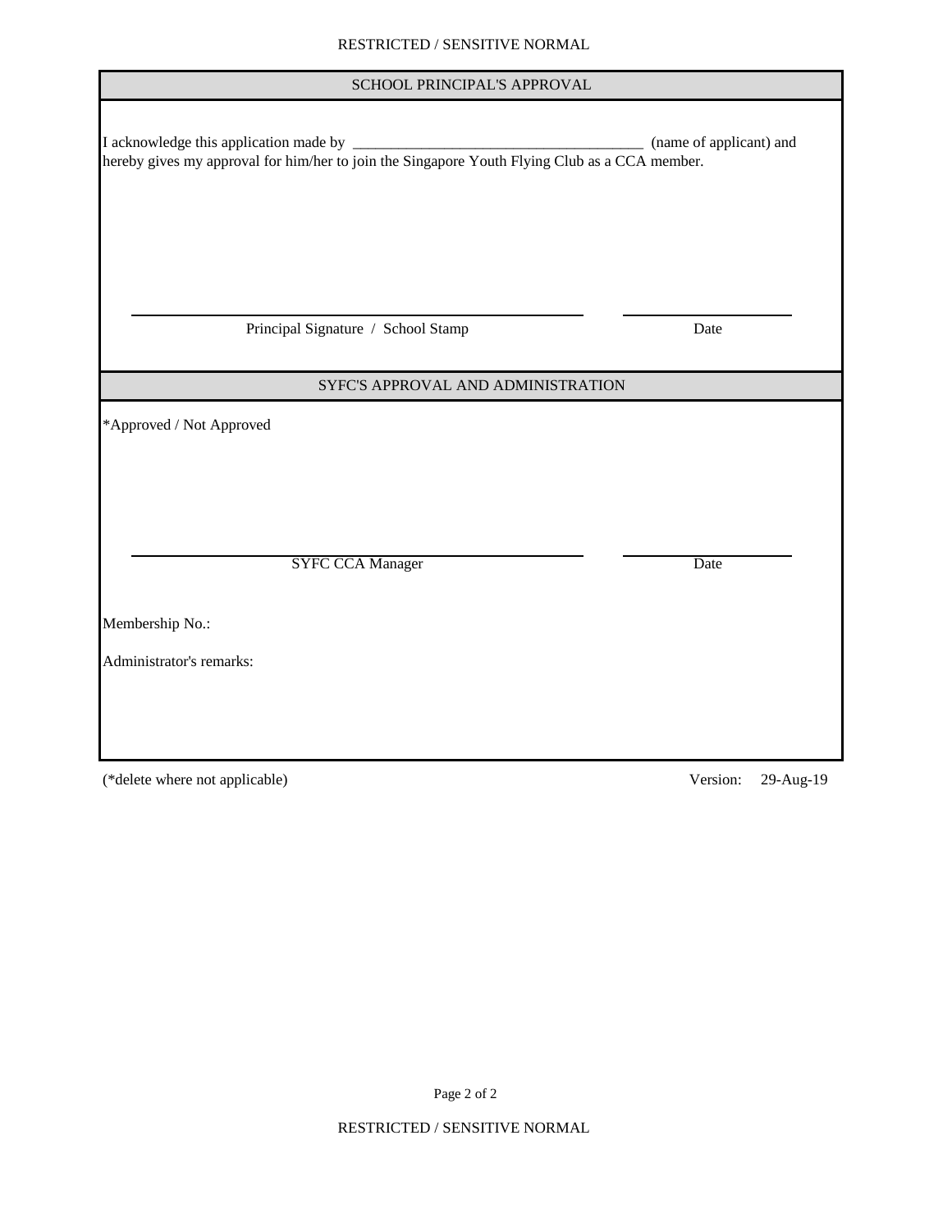## SCHOOL PRINCIPAL'S APPROVAL

I acknowledge this application made by ______________________________________ (name of applicant) and hereby gives my approval for him/her to join the Singapore Youth Flying Club as a CCA member.

| | |
|---|---|
| Principal Signature / School Stamp | Date |

## SYFC'S APPROVAL AND ADMINISTRATION

*Approved / Not Approved

| | |
|---|---|
| SYFC CCA Manager | Date |

Membership No.:

Administrator's remarks:

(*delete where not applicable)

Version: 29-Aug-19